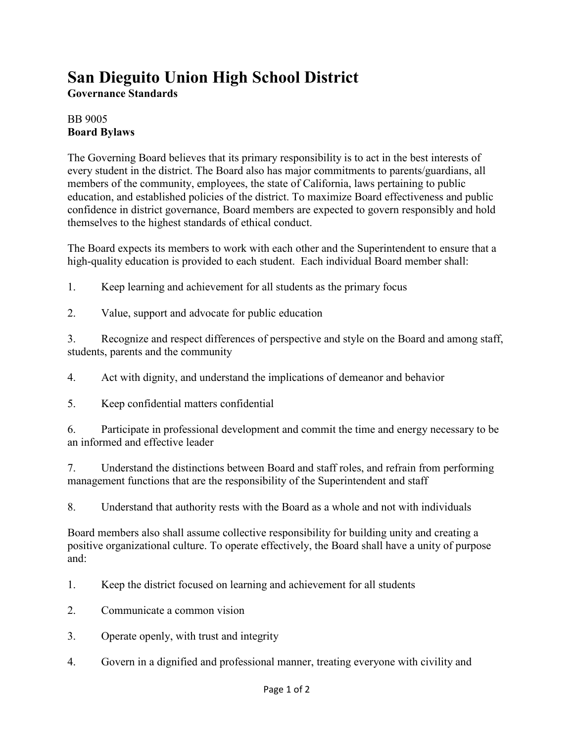# San Dieguito Union High School District

**Governance Standards**

BB 9005
**Board Bylaws**

The Governing Board believes that its primary responsibility is to act in the best interests of every student in the district. The Board also has major commitments to parents/guardians, all members of the community, employees, the state of California, laws pertaining to public education, and established policies of the district. To maximize Board effectiveness and public confidence in district governance, Board members are expected to govern responsibly and hold themselves to the highest standards of ethical conduct.

The Board expects its members to work with each other and the Superintendent to ensure that a high-quality education is provided to each student. Each individual Board member shall:

1. Keep learning and achievement for all students as the primary focus

2. Value, support and advocate for public education

3. Recognize and respect differences of perspective and style on the Board and among staff, students, parents and the community

4. Act with dignity, and understand the implications of demeanor and behavior

5. Keep confidential matters confidential

6. Participate in professional development and commit the time and energy necessary to be an informed and effective leader

7. Understand the distinctions between Board and staff roles, and refrain from performing management functions that are the responsibility of the Superintendent and staff

8. Understand that authority rests with the Board as a whole and not with individuals

Board members also shall assume collective responsibility for building unity and creating a positive organizational culture. To operate effectively, the Board shall have a unity of purpose and:

1. Keep the district focused on learning and achievement for all students

2. Communicate a common vision

3. Operate openly, with trust and integrity

4. Govern in a dignified and professional manner, treating everyone with civility and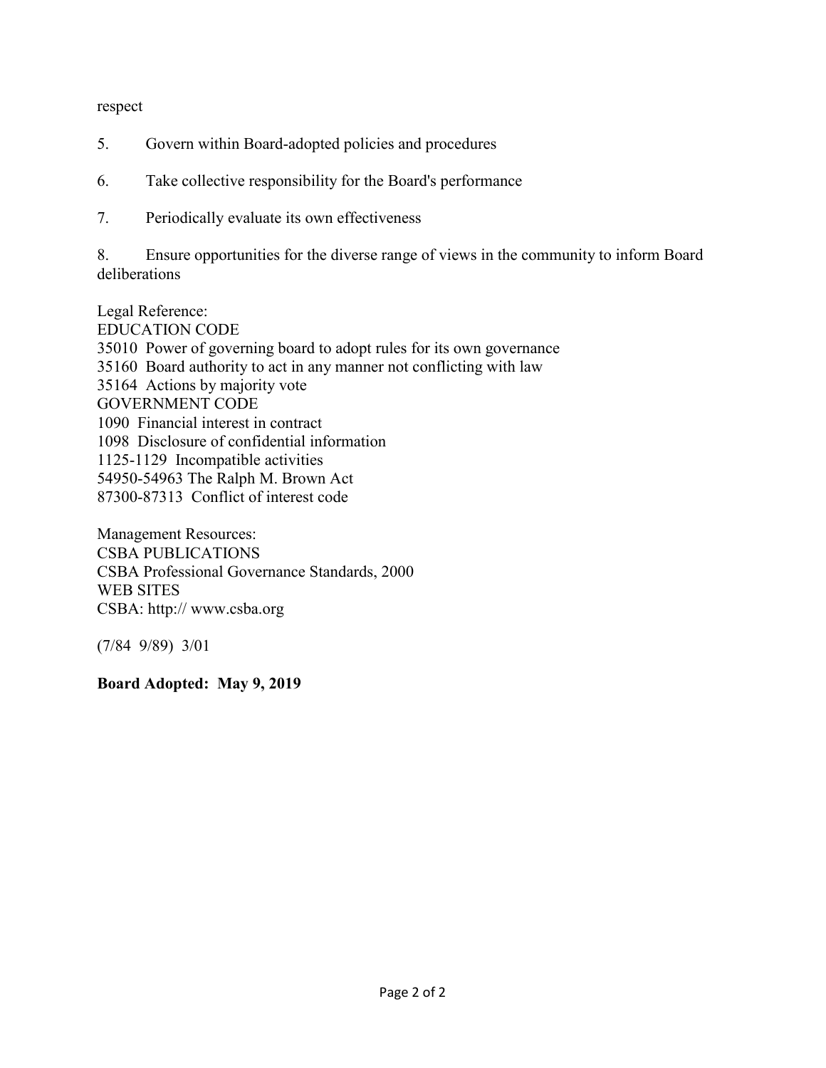respect

5. Govern within Board-adopted policies and procedures

6. Take collective responsibility for the Board's performance

7. Periodically evaluate its own effectiveness

8. Ensure opportunities for the diverse range of views in the community to inform Board deliberations

Legal Reference:
EDUCATION CODE
35010 Power of governing board to adopt rules for its own governance
35160 Board authority to act in any manner not conflicting with law
35164 Actions by majority vote
GOVERNMENT CODE
1090 Financial interest in contract
1098 Disclosure of confidential information
1125-1129 Incompatible activities
54950-54963 The Ralph M. Brown Act
87300-87313 Conflict of interest code

Management Resources:
CSBA PUBLICATIONS
CSBA Professional Governance Standards, 2000
WEB SITES
CSBA: http:// www.csba.org

(7/84 9/89) 3/01

**Board Adopted: May 9, 2019**